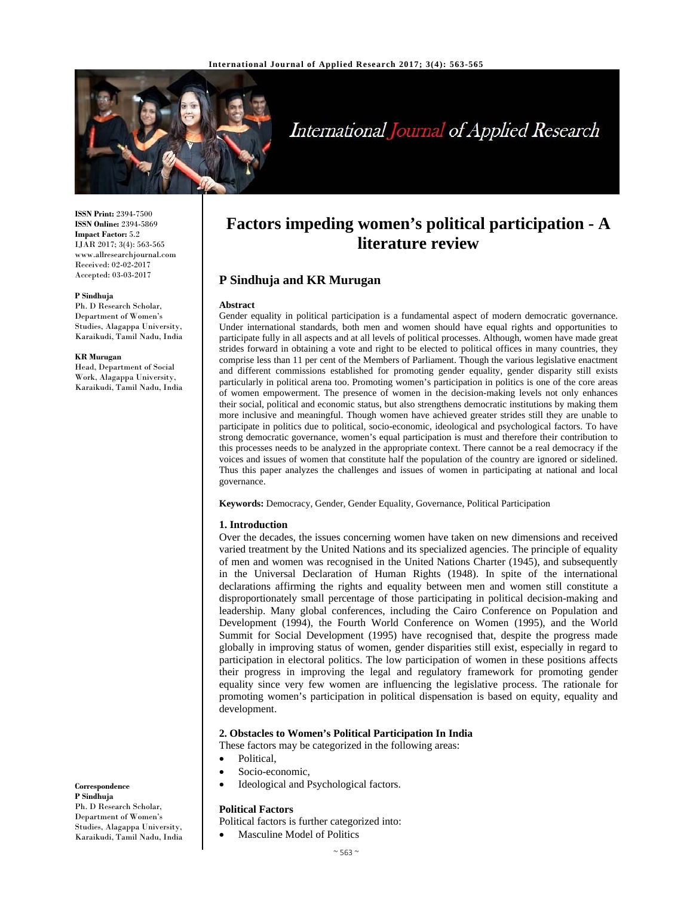# Factors impeding women's political participation - A literature review

**P Sindhuja and KR Murugan**

**ISSN Print:** 2394-7500
**ISSN Online:** 2394-5869
**Impact Factor:** 5.2
IJAR 2017; 3(4): 563-565
www.allresearchjournal.com
Received: 02-02-2017
Accepted: 03-03-2017

**P Sindhuja**
Ph. D Research Scholar, Department of Women's Studies, Alagappa University, Karaikudi, Tamil Nadu, India

**KR Murugan**
Head, Department of Social Work, Alagappa University, Karaikudi, Tamil Nadu, India

**Correspondence**
**P Sindhuja**
Ph. D Research Scholar, Department of Women's Studies, Alagappa University, Karaikudi, Tamil Nadu, India

### Abstract

Gender equality in political participation is a fundamental aspect of modern democratic governance. Under international standards, both men and women should have equal rights and opportunities to participate fully in all aspects and at all levels of political processes. Although, women have made great strides forward in obtaining a vote and right to be elected to political offices in many countries, they comprise less than 11 per cent of the Members of Parliament. Though the various legislative enactment and different commissions established for promoting gender equality, gender disparity still exists particularly in political arena too. Promoting women's participation in politics is one of the core areas of women empowerment. The presence of women in the decision-making levels not only enhances their social, political and economic status, but also strengthens democratic institutions by making them more inclusive and meaningful. Though women have achieved greater strides still they are unable to participate in politics due to political, socio-economic, ideological and psychological factors. To have strong democratic governance, women's equal participation is must and therefore their contribution to this processes needs to be analyzed in the appropriate context. There cannot be a real democracy if the voices and issues of women that constitute half the population of the country are ignored or sidelined. Thus this paper analyzes the challenges and issues of women in participating at national and local governance.

**Keywords:** Democracy, Gender, Gender Equality, Governance, Political Participation

## 1. Introduction

Over the decades, the issues concerning women have taken on new dimensions and received varied treatment by the United Nations and its specialized agencies. The principle of equality of men and women was recognised in the United Nations Charter (1945), and subsequently in the Universal Declaration of Human Rights (1948). In spite of the international declarations affirming the rights and equality between men and women still constitute a disproportionately small percentage of those participating in political decision-making and leadership. Many global conferences, including the Cairo Conference on Population and Development (1994), the Fourth World Conference on Women (1995), and the World Summit for Social Development (1995) have recognised that, despite the progress made globally in improving status of women, gender disparities still exist, especially in regard to participation in electoral politics. The low participation of women in these positions affects their progress in improving the legal and regulatory framework for promoting gender equality since very few women are influencing the legislative process. The rationale for promoting women's participation in political dispensation is based on equity, equality and development.

## 2. Obstacles to Women's Political Participation In India

These factors may be categorized in the following areas:

- Political,
- Socio-economic,
- Ideological and Psychological factors.

### Political Factors

Political factors is further categorized into:

- Masculine Model of Politics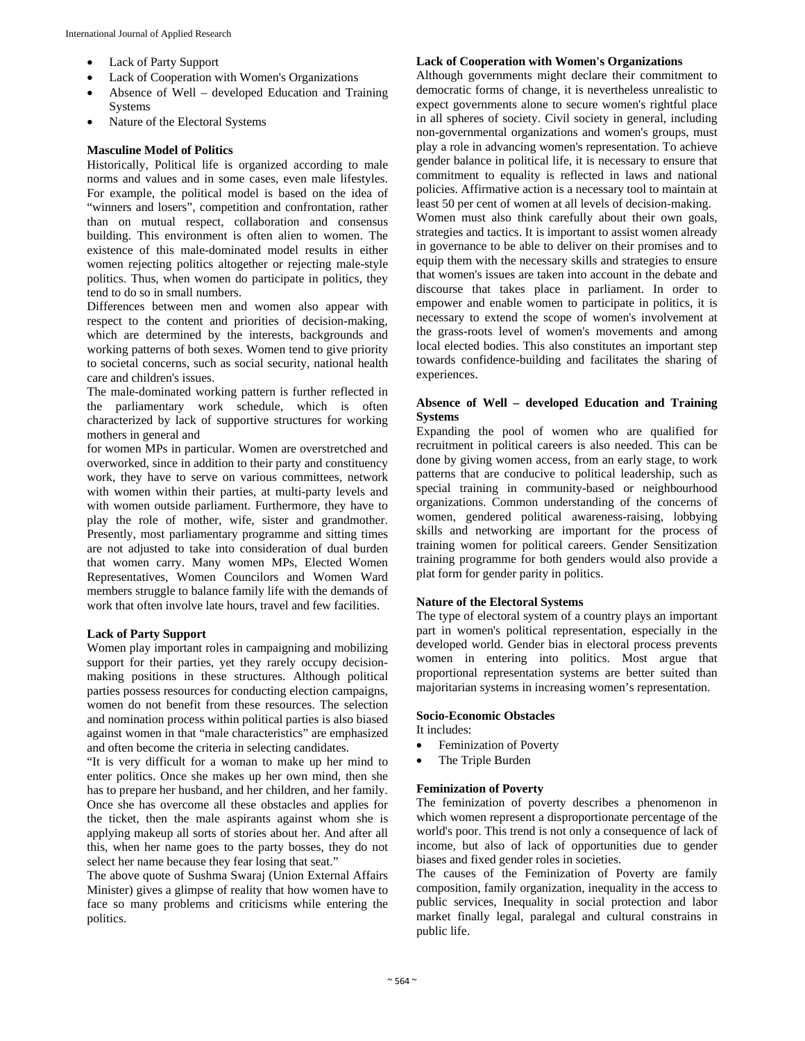- Lack of Party Support
- Lack of Cooperation with Women's Organizations
- Absence of Well – developed Education and Training Systems
- Nature of the Electoral Systems

**Masculine Model of Politics**

Historically, Political life is organized according to male norms and values and in some cases, even male lifestyles. For example, the political model is based on the idea of "winners and losers", competition and confrontation, rather than on mutual respect, collaboration and consensus building. This environment is often alien to women. The existence of this male-dominated model results in either women rejecting politics altogether or rejecting male-style politics. Thus, when women do participate in politics, they tend to do so in small numbers.

Differences between men and women also appear with respect to the content and priorities of decision-making, which are determined by the interests, backgrounds and working patterns of both sexes. Women tend to give priority to societal concerns, such as social security, national health care and children's issues.

The male-dominated working pattern is further reflected in the parliamentary work schedule, which is often characterized by lack of supportive structures for working mothers in general and for women MPs in particular. Women are overstretched and overworked, since in addition to their party and constituency work, they have to serve on various committees, network with women within their parties, at multi-party levels and with women outside parliament. Furthermore, they have to play the role of mother, wife, sister and grandmother. Presently, most parliamentary programme and sitting times are not adjusted to take into consideration of dual burden that women carry. Many women MPs, Elected Women Representatives, Women Councilors and Women Ward members struggle to balance family life with the demands of work that often involve late hours, travel and few facilities.

**Lack of Party Support**

Women play important roles in campaigning and mobilizing support for their parties, yet they rarely occupy decision-making positions in these structures. Although political parties possess resources for conducting election campaigns, women do not benefit from these resources. The selection and nomination process within political parties is also biased against women in that "male characteristics" are emphasized and often become the criteria in selecting candidates.

"It is very difficult for a woman to make up her mind to enter politics. Once she makes up her own mind, then she has to prepare her husband, and her children, and her family. Once she has overcome all these obstacles and applies for the ticket, then the male aspirants against whom she is applying makeup all sorts of stories about her. And after all this, when her name goes to the party bosses, they do not select her name because they fear losing that seat."

The above quote of Sushma Swaraj (Union External Affairs Minister) gives a glimpse of reality that how women have to face so many problems and criticisms while entering the politics.

**Lack of Cooperation with Women's Organizations**

Although governments might declare their commitment to democratic forms of change, it is nevertheless unrealistic to expect governments alone to secure women's rightful place in all spheres of society. Civil society in general, including non-governmental organizations and women's groups, must play a role in advancing women's representation. To achieve gender balance in political life, it is necessary to ensure that commitment to equality is reflected in laws and national policies. Affirmative action is a necessary tool to maintain at least 50 per cent of women at all levels of decision-making.

Women must also think carefully about their own goals, strategies and tactics. It is important to assist women already in governance to be able to deliver on their promises and to equip them with the necessary skills and strategies to ensure that women's issues are taken into account in the debate and discourse that takes place in parliament. In order to empower and enable women to participate in politics, it is necessary to extend the scope of women's involvement at the grass-roots level of women's movements and among local elected bodies. This also constitutes an important step towards confidence-building and facilitates the sharing of experiences.

**Absence of Well – developed Education and Training Systems**

Expanding the pool of women who are qualified for recruitment in political careers is also needed. This can be done by giving women access, from an early stage, to work patterns that are conducive to political leadership, such as special training in community-based or neighbourhood organizations. Common understanding of the concerns of women, gendered political awareness-raising, lobbying skills and networking are important for the process of training women for political careers. Gender Sensitization training programme for both genders would also provide a plat form for gender parity in politics.

**Nature of the Electoral Systems**

The type of electoral system of a country plays an important part in women's political representation, especially in the developed world. Gender bias in electoral process prevents women in entering into politics. Most argue that proportional representation systems are better suited than majoritarian systems in increasing women's representation.

**Socio-Economic Obstacles**

It includes:

- Feminization of Poverty
- The Triple Burden

**Feminization of Poverty**

The feminization of poverty describes a phenomenon in which women represent a disproportionate percentage of the world's poor. This trend is not only a consequence of lack of income, but also of lack of opportunities due to gender biases and fixed gender roles in societies.

The causes of the Feminization of Poverty are family composition, family organization, inequality in the access to public services, Inequality in social protection and labor market finally legal, paralegal and cultural constrains in public life.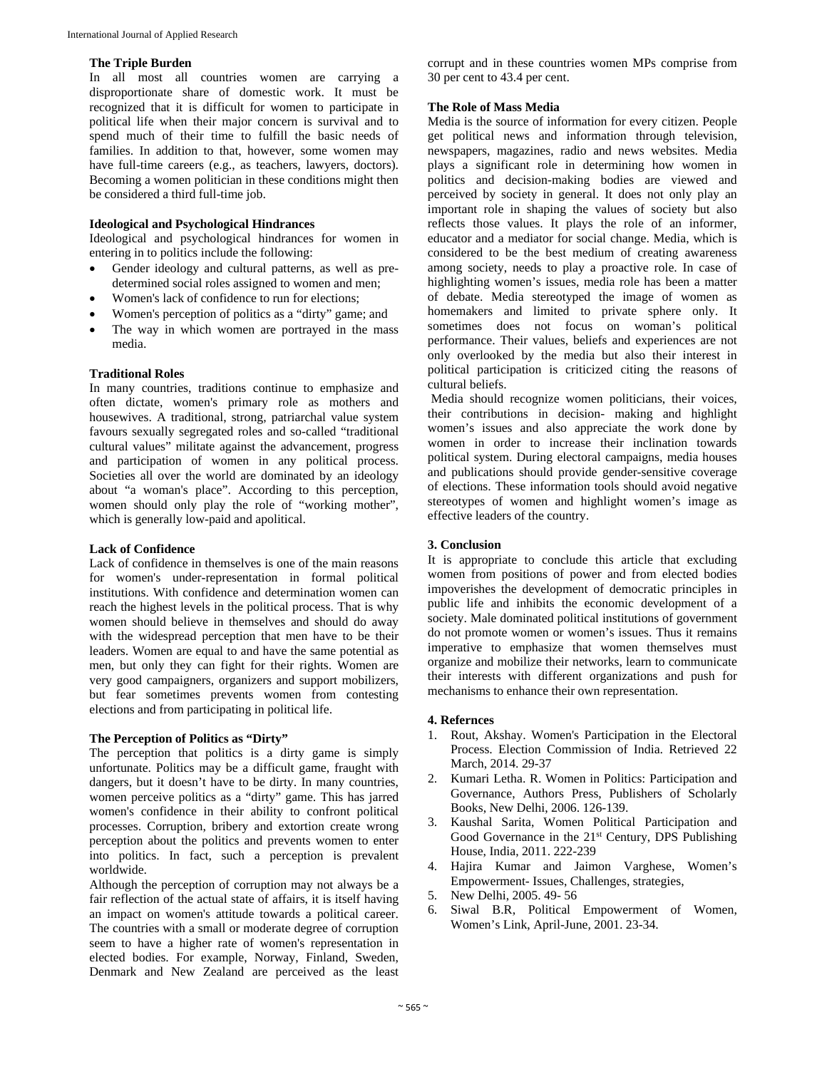### The Triple Burden

In all most all countries women are carrying a disproportionate share of domestic work. It must be recognized that it is difficult for women to participate in political life when their major concern is survival and to spend much of their time to fulfill the basic needs of families. In addition to that, however, some women may have full-time careers (e.g., as teachers, lawyers, doctors). Becoming a women politician in these conditions might then be considered a third full-time job.

### Ideological and Psychological Hindrances

Ideological and psychological hindrances for women in entering in to politics include the following:

- Gender ideology and cultural patterns, as well as pre-determined social roles assigned to women and men;
- Women's lack of confidence to run for elections;
- Women's perception of politics as a "dirty" game; and
- The way in which women are portrayed in the mass media.

### Traditional Roles

In many countries, traditions continue to emphasize and often dictate, women's primary role as mothers and housewives. A traditional, strong, patriarchal value system favours sexually segregated roles and so-called "traditional cultural values" militate against the advancement, progress and participation of women in any political process. Societies all over the world are dominated by an ideology about "a woman's place". According to this perception, women should only play the role of "working mother", which is generally low-paid and apolitical.

### Lack of Confidence

Lack of confidence in themselves is one of the main reasons for women's under-representation in formal political institutions. With confidence and determination women can reach the highest levels in the political process. That is why women should believe in themselves and should do away with the widespread perception that men have to be their leaders. Women are equal to and have the same potential as men, but only they can fight for their rights. Women are very good campaigners, organizers and support mobilizers, but fear sometimes prevents women from contesting elections and from participating in political life.

### The Perception of Politics as "Dirty"

The perception that politics is a dirty game is simply unfortunate. Politics may be a difficult game, fraught with dangers, but it doesn't have to be dirty. In many countries, women perceive politics as a "dirty" game. This has jarred women's confidence in their ability to confront political processes. Corruption, bribery and extortion create wrong perception about the politics and prevents women to enter into politics. In fact, such a perception is prevalent worldwide.

Although the perception of corruption may not always be a fair reflection of the actual state of affairs, it is itself having an impact on women's attitude towards a political career. The countries with a small or moderate degree of corruption seem to have a higher rate of women's representation in elected bodies. For example, Norway, Finland, Sweden, Denmark and New Zealand are perceived as the least corrupt and in these countries women MPs comprise from 30 per cent to 43.4 per cent.

### The Role of Mass Media

Media is the source of information for every citizen. People get political news and information through television, newspapers, magazines, radio and news websites. Media plays a significant role in determining how women in politics and decision-making bodies are viewed and perceived by society in general. It does not only play an important role in shaping the values of society but also reflects those values. It plays the role of an informer, educator and a mediator for social change. Media, which is considered to be the best medium of creating awareness among society, needs to play a proactive role. In case of highlighting women's issues, media role has been a matter of debate. Media stereotyped the image of women as homemakers and limited to private sphere only. It sometimes does not focus on woman's political performance. Their values, beliefs and experiences are not only overlooked by the media but also their interest in political participation is criticized citing the reasons of cultural beliefs.

Media should recognize women politicians, their voices, their contributions in decision- making and highlight women's issues and also appreciate the work done by women in order to increase their inclination towards political system. During electoral campaigns, media houses and publications should provide gender-sensitive coverage of elections. These information tools should avoid negative stereotypes of women and highlight women's image as effective leaders of the country.

## 3. Conclusion

It is appropriate to conclude this article that excluding women from positions of power and from elected bodies impoverishes the development of democratic principles in public life and inhibits the economic development of a society. Male dominated political institutions of government do not promote women or women's issues. Thus it remains imperative to emphasize that women themselves must organize and mobilize their networks, learn to communicate their interests with different organizations and push for mechanisms to enhance their own representation.

## 4. Refernces

1. Rout, Akshay. Women's Participation in the Electoral Process. Election Commission of India. Retrieved 22 March, 2014. 29-37
2. Kumari Letha. R. Women in Politics: Participation and Governance, Authors Press, Publishers of Scholarly Books, New Delhi, 2006. 126-139.
3. Kaushal Sarita, Women Political Participation and Good Governance in the 21st Century, DPS Publishing House, India, 2011. 222-239
4. Hajira Kumar and Jaimon Varghese, Women's Empowerment- Issues, Challenges, strategies,
5. New Delhi, 2005. 49- 56
6. Siwal B.R, Political Empowerment of Women, Women's Link, April-June, 2001. 23-34.